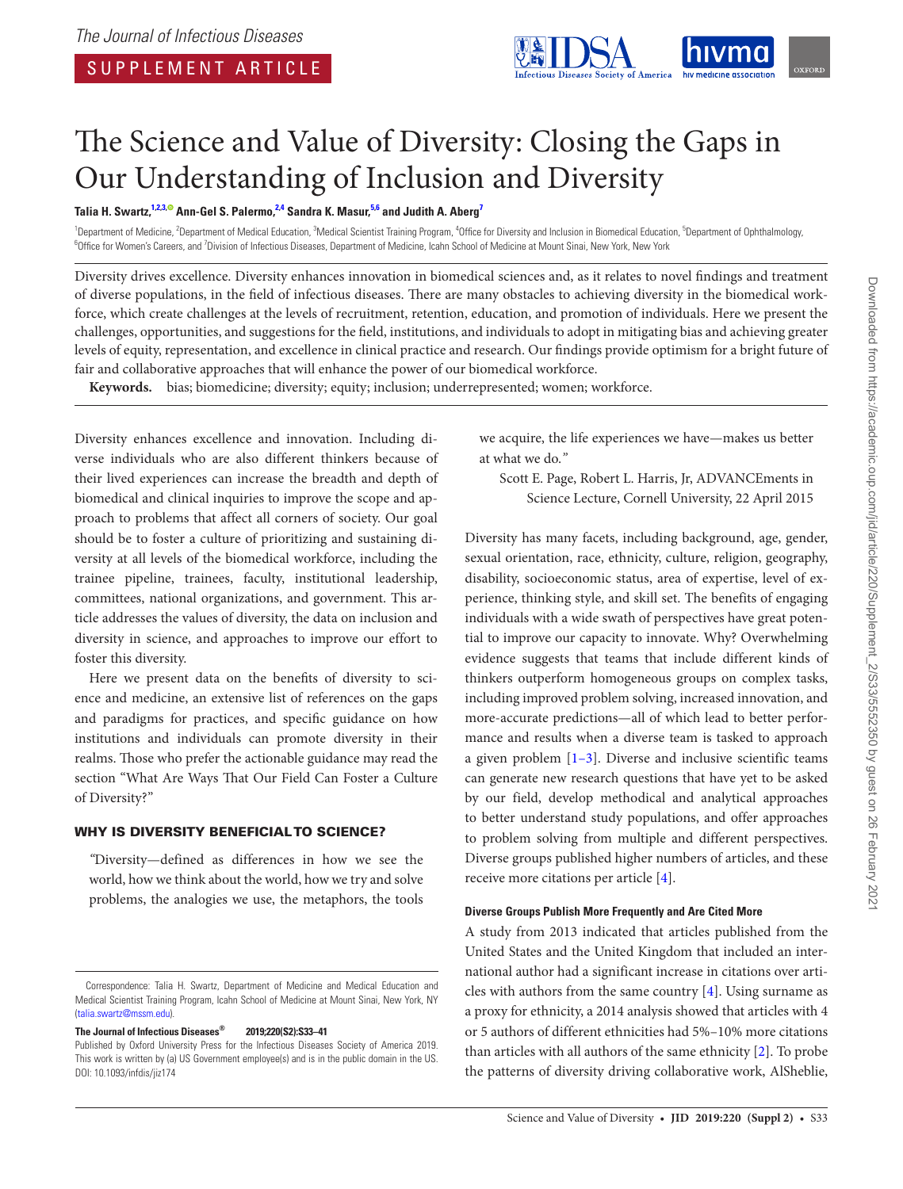The Journal of Infectious Diseases

SUPPLEMENT ARTICLE

# The Science and Value of Diversity: Closing the Gaps in Our Understanding of Inclusion and Diversity

**Talia H. Swartz,[1,2,3] Ann-Gel S. Palermo,[2,4] Sandra K. Masur,[5,6] and Judith A. Aberg[7]**

[1]Department of Medicine, [2]Department of Medical Education, [3]Medical Scientist Training Program, [4]Office for Diversity and Inclusion in Biomedical Education, [5]Department of Ophthalmology, [6]Office for Women's Careers, and [7]Division of Infectious Diseases, Department of Medicine, Icahn School of Medicine at Mount Sinai, New York, New York

Diversity drives excellence. Diversity enhances innovation in biomedical sciences and, as it relates to novel findings and treatment of diverse populations, in the field of infectious diseases. There are many obstacles to achieving diversity in the biomedical workforce, which create challenges at the levels of recruitment, retention, education, and promotion of individuals. Here we present the challenges, opportunities, and suggestions for the field, institutions, and individuals to adopt in mitigating bias and achieving greater levels of equity, representation, and excellence in clinical practice and research. Our findings provide optimism for a bright future of fair and collaborative approaches that will enhance the power of our biomedical workforce.

**Keywords.** bias; biomedicine; diversity; equity; inclusion; underrepresented; women; workforce.

Diversity enhances excellence and innovation. Including diverse individuals who are also different thinkers because of their lived experiences can increase the breadth and depth of biomedical and clinical inquiries to improve the scope and approach to problems that affect all corners of society. Our goal should be to foster a culture of prioritizing and sustaining diversity at all levels of the biomedical workforce, including the trainee pipeline, trainees, faculty, institutional leadership, committees, national organizations, and government. This article addresses the values of diversity, the data on inclusion and diversity in science, and approaches to improve our effort to foster this diversity.

Here we present data on the benefits of diversity to science and medicine, an extensive list of references on the gaps and paradigms for practices, and specific guidance on how institutions and individuals can promote diversity in their realms. Those who prefer the actionable guidance may read the section "What Are Ways That Our Field Can Foster a Culture of Diversity?"

## WHY IS DIVERSITY BENEFICIAL TO SCIENCE?

> "Diversity—defined as differences in how we see the world, how we think about the world, how we try and solve problems, the analogies we use, the metaphors, the tools we acquire, the life experiences we have—makes us better at what we do."
>
> Scott E. Page, Robert L. Harris, Jr, ADVANCEments in Science Lecture, Cornell University, 22 April 2015

Diversity has many facets, including background, age, gender, sexual orientation, race, ethnicity, culture, religion, geography, disability, socioeconomic status, area of expertise, level of experience, thinking style, and skill set. The benefits of engaging individuals with a wide swath of perspectives have great potential to improve our capacity to innovate. Why? Overwhelming evidence suggests that teams that include different kinds of thinkers outperform homogeneous groups on complex tasks, including improved problem solving, increased innovation, and more-accurate predictions—all of which lead to better performance and results when a diverse team is tasked to approach a given problem [1–3]. Diverse and inclusive scientific teams can generate new research questions that have yet to be asked by our field, develop methodical and analytical approaches to better understand study populations, and offer approaches to problem solving from multiple and different perspectives. Diverse groups published higher numbers of articles, and these receive more citations per article [4].

### Diverse Groups Publish More Frequently and Are Cited More

A study from 2013 indicated that articles published from the United States and the United Kingdom that included an international author had a significant increase in citations over articles with authors from the same country [4]. Using surname as a proxy for ethnicity, a 2014 analysis showed that articles with 4 or 5 authors of different ethnicities had 5%–10% more citations than articles with all authors of the same ethnicity [2]. To probe the patterns of diversity driving collaborative work, AlSheblie,

Correspondence: Talia H. Swartz, Department of Medicine and Medical Education and Medical Scientist Training Program, Icahn School of Medicine at Mount Sinai, New York, NY (talia.swartz@mssm.edu).

**The Journal of Infectious Diseases® 2019;220(S2):S33–41**

Published by Oxford University Press for the Infectious Diseases Society of America 2019. This work is written by (a) US Government employee(s) and is in the public domain in the US. DOI: 10.1093/infdis/jiz174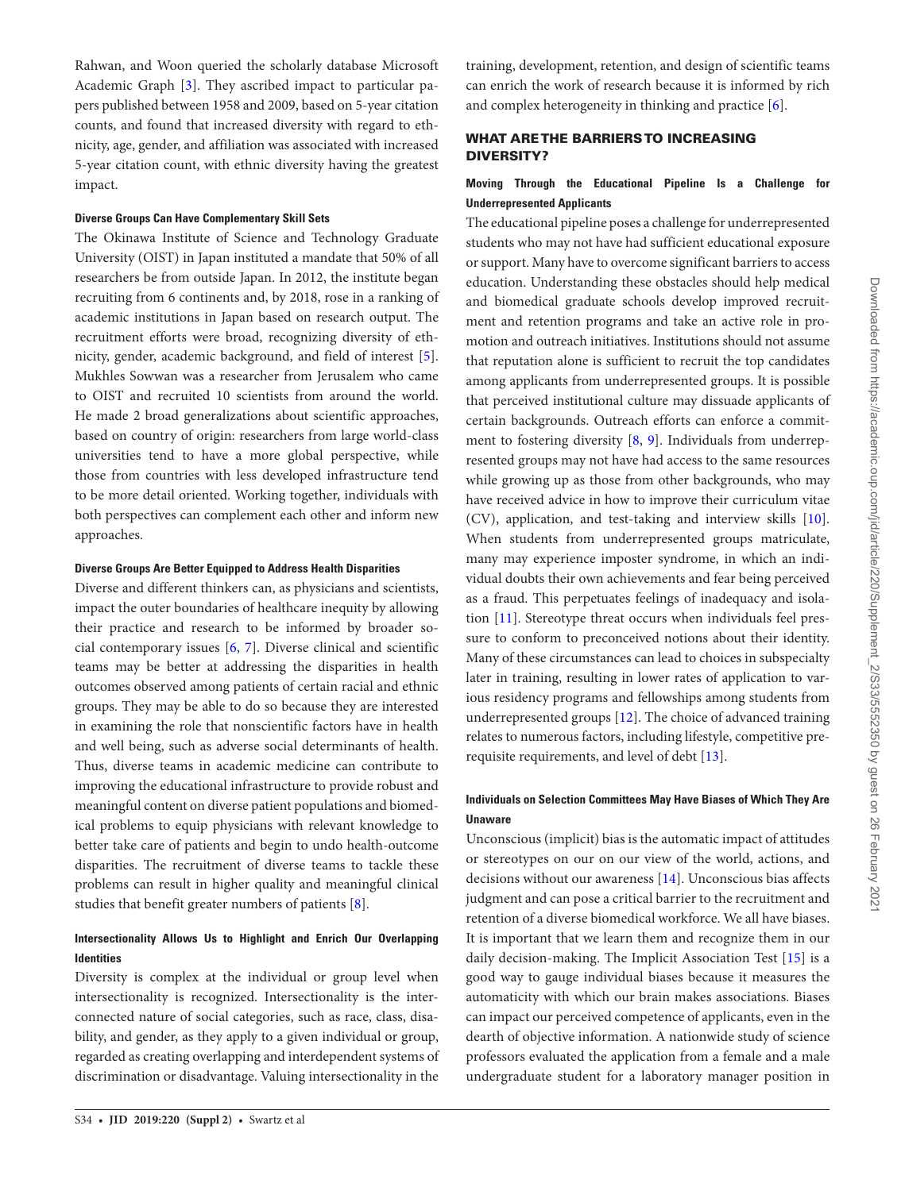Rahwan, and Woon queried the scholarly database Microsoft Academic Graph [3]. They ascribed impact to particular papers published between 1958 and 2009, based on 5-year citation counts, and found that increased diversity with regard to ethnicity, age, gender, and affiliation was associated with increased 5-year citation count, with ethnic diversity having the greatest impact.

#### Diverse Groups Can Have Complementary Skill Sets

The Okinawa Institute of Science and Technology Graduate University (OIST) in Japan instituted a mandate that 50% of all researchers be from outside Japan. In 2012, the institute began recruiting from 6 continents and, by 2018, rose in a ranking of academic institutions in Japan based on research output. The recruitment efforts were broad, recognizing diversity of ethnicity, gender, academic background, and field of interest [5]. Mukhles Sowwan was a researcher from Jerusalem who came to OIST and recruited 10 scientists from around the world. He made 2 broad generalizations about scientific approaches, based on country of origin: researchers from large world-class universities tend to have a more global perspective, while those from countries with less developed infrastructure tend to be more detail oriented. Working together, individuals with both perspectives can complement each other and inform new approaches.

#### Diverse Groups Are Better Equipped to Address Health Disparities

Diverse and different thinkers can, as physicians and scientists, impact the outer boundaries of healthcare inequity by allowing their practice and research to be informed by broader social contemporary issues [6, 7]. Diverse clinical and scientific teams may be better at addressing the disparities in health outcomes observed among patients of certain racial and ethnic groups. They may be able to do so because they are interested in examining the role that nonscientific factors have in health and well being, such as adverse social determinants of health. Thus, diverse teams in academic medicine can contribute to improving the educational infrastructure to provide robust and meaningful content on diverse patient populations and biomedical problems to equip physicians with relevant knowledge to better take care of patients and begin to undo health-outcome disparities. The recruitment of diverse teams to tackle these problems can result in higher quality and meaningful clinical studies that benefit greater numbers of patients [8].

#### Intersectionality Allows Us to Highlight and Enrich Our Overlapping Identities

Diversity is complex at the individual or group level when intersectionality is recognized. Intersectionality is the interconnected nature of social categories, such as race, class, disability, and gender, as they apply to a given individual or group, regarded as creating overlapping and interdependent systems of discrimination or disadvantage. Valuing intersectionality in the training, development, retention, and design of scientific teams can enrich the work of research because it is informed by rich and complex heterogeneity in thinking and practice [6].

## WHAT ARE THE BARRIERS TO INCREASING DIVERSITY?

#### Moving Through the Educational Pipeline Is a Challenge for Underrepresented Applicants

The educational pipeline poses a challenge for underrepresented students who may not have had sufficient educational exposure or support. Many have to overcome significant barriers to access education. Understanding these obstacles should help medical and biomedical graduate schools develop improved recruitment and retention programs and take an active role in promotion and outreach initiatives. Institutions should not assume that reputation alone is sufficient to recruit the top candidates among applicants from underrepresented groups. It is possible that perceived institutional culture may dissuade applicants of certain backgrounds. Outreach efforts can enforce a commitment to fostering diversity [8, 9]. Individuals from underrepresented groups may not have had access to the same resources while growing up as those from other backgrounds, who may have received advice in how to improve their curriculum vitae (CV), application, and test-taking and interview skills [10]. When students from underrepresented groups matriculate, many may experience imposter syndrome, in which an individual doubts their own achievements and fear being perceived as a fraud. This perpetuates feelings of inadequacy and isolation [11]. Stereotype threat occurs when individuals feel pressure to conform to preconceived notions about their identity. Many of these circumstances can lead to choices in subspecialty later in training, resulting in lower rates of application to various residency programs and fellowships among students from underrepresented groups [12]. The choice of advanced training relates to numerous factors, including lifestyle, competitive prerequisite requirements, and level of debt [13].

#### Individuals on Selection Committees May Have Biases of Which They Are Unaware

Unconscious (implicit) bias is the automatic impact of attitudes or stereotypes on our on our view of the world, actions, and decisions without our awareness [14]. Unconscious bias affects judgment and can pose a critical barrier to the recruitment and retention of a diverse biomedical workforce. We all have biases. It is important that we learn them and recognize them in our daily decision-making. The Implicit Association Test [15] is a good way to gauge individual biases because it measures the automaticity with which our brain makes associations. Biases can impact our perceived competence of applicants, even in the dearth of objective information. A nationwide study of science professors evaluated the application from a female and a male undergraduate student for a laboratory manager position in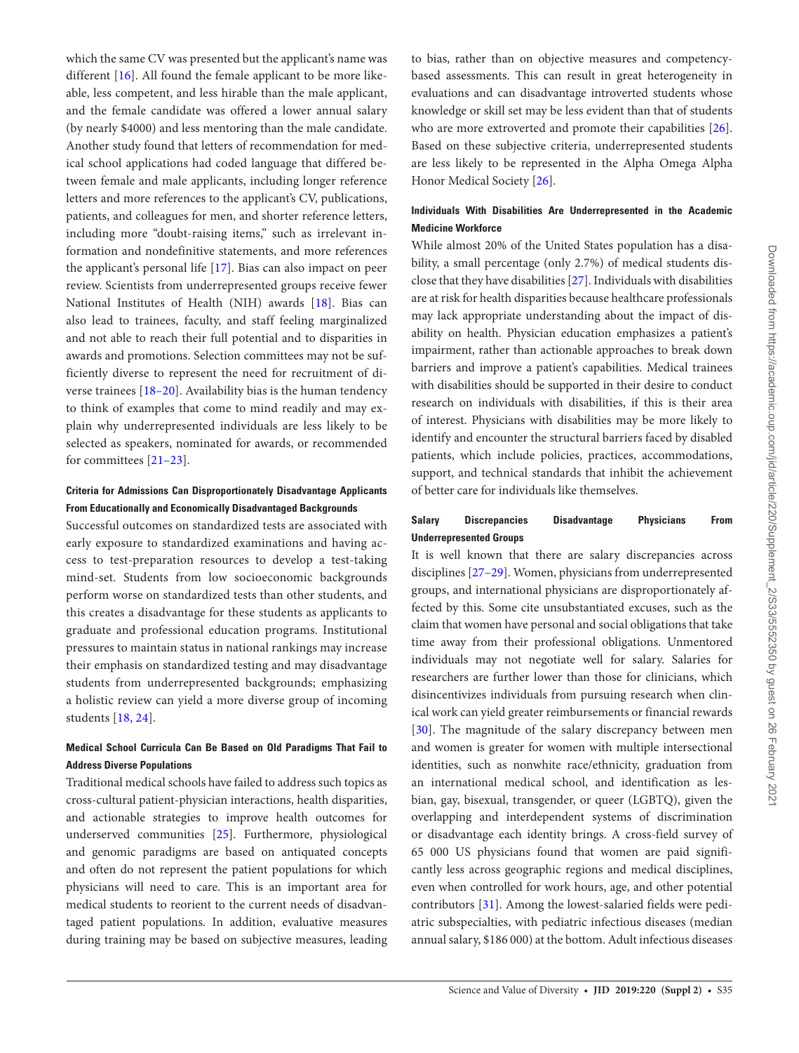which the same CV was presented but the applicant's name was different [16]. All found the female applicant to be more likeable, less competent, and less hirable than the male applicant, and the female candidate was offered a lower annual salary (by nearly $4000) and less mentoring than the male candidate. Another study found that letters of recommendation for medical school applications had coded language that differed between female and male applicants, including longer reference letters and more references to the applicant's CV, publications, patients, and colleagues for men, and shorter reference letters, including more "doubt-raising items," such as irrelevant information and nondefinitive statements, and more references the applicant's personal life [17]. Bias can also impact on peer review. Scientists from underrepresented groups receive fewer National Institutes of Health (NIH) awards [18]. Bias can also lead to trainees, faculty, and staff feeling marginalized and not able to reach their full potential and to disparities in awards and promotions. Selection committees may not be sufficiently diverse to represent the need for recruitment of diverse trainees [18–20]. Availability bias is the human tendency to think of examples that come to mind readily and may explain why underrepresented individuals are less likely to be selected as speakers, nominated for awards, or recommended for committees [21–23].

#### Criteria for Admissions Can Disproportionately Disadvantage Applicants From Educationally and Economically Disadvantaged Backgrounds

Successful outcomes on standardized tests are associated with early exposure to standardized examinations and having access to test-preparation resources to develop a test-taking mind-set. Students from low socioeconomic backgrounds perform worse on standardized tests than other students, and this creates a disadvantage for these students as applicants to graduate and professional education programs. Institutional pressures to maintain status in national rankings may increase their emphasis on standardized testing and may disadvantage students from underrepresented backgrounds; emphasizing a holistic review can yield a more diverse group of incoming students [18, 24].

#### Medical School Curricula Can Be Based on Old Paradigms That Fail to Address Diverse Populations

Traditional medical schools have failed to address such topics as cross-cultural patient-physician interactions, health disparities, and actionable strategies to improve health outcomes for underserved communities [25]. Furthermore, physiological and genomic paradigms are based on antiquated concepts and often do not represent the patient populations for which physicians will need to care. This is an important area for medical students to reorient to the current needs of disadvantaged patient populations. In addition, evaluative measures during training may be based on subjective measures, leading to bias, rather than on objective measures and competency-based assessments. This can result in great heterogeneity in evaluations and can disadvantage introverted students whose knowledge or skill set may be less evident than that of students who are more extroverted and promote their capabilities [26]. Based on these subjective criteria, underrepresented students are less likely to be represented in the Alpha Omega Alpha Honor Medical Society [26].

#### Individuals With Disabilities Are Underrepresented in the Academic Medicine Workforce

While almost 20% of the United States population has a disability, a small percentage (only 2.7%) of medical students disclose that they have disabilities [27]. Individuals with disabilities are at risk for health disparities because healthcare professionals may lack appropriate understanding about the impact of disability on health. Physician education emphasizes a patient's impairment, rather than actionable approaches to break down barriers and improve a patient's capabilities. Medical trainees with disabilities should be supported in their desire to conduct research on individuals with disabilities, if this is their area of interest. Physicians with disabilities may be more likely to identify and encounter the structural barriers faced by disabled patients, which include policies, practices, accommodations, support, and technical standards that inhibit the achievement of better care for individuals like themselves.

#### Salary Discrepancies Disadvantage Physicians From Underrepresented Groups

It is well known that there are salary discrepancies across disciplines [27–29]. Women, physicians from underrepresented groups, and international physicians are disproportionately affected by this. Some cite unsubstantiated excuses, such as the claim that women have personal and social obligations that take time away from their professional obligations. Unmentored individuals may not negotiate well for salary. Salaries for researchers are further lower than those for clinicians, which disincentivizes individuals from pursuing research when clinical work can yield greater reimbursements or financial rewards [30]. The magnitude of the salary discrepancy between men and women is greater for women with multiple intersectional identities, such as nonwhite race/ethnicity, graduation from an international medical school, and identification as lesbian, gay, bisexual, transgender, or queer (LGBTQ), given the overlapping and interdependent systems of discrimination or disadvantage each identity brings. A cross-field survey of 65 000 US physicians found that women are paid significantly less across geographic regions and medical disciplines, even when controlled for work hours, age, and other potential contributors [31]. Among the lowest-salaried fields were pediatric subspecialties, with pediatric infectious diseases (median annual salary, $186 000) at the bottom. Adult infectious diseases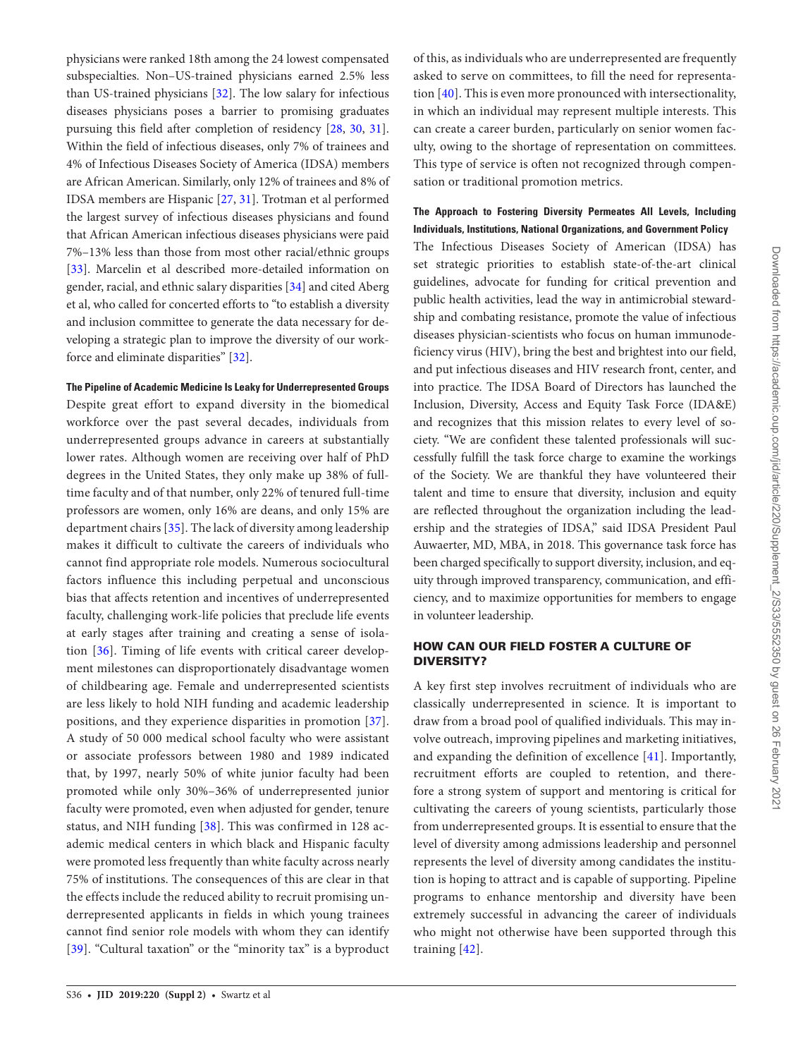physicians were ranked 18th among the 24 lowest compensated subspecialties. Non–US-trained physicians earned 2.5% less than US-trained physicians [32]. The low salary for infectious diseases physicians poses a barrier to promising graduates pursuing this field after completion of residency [28, 30, 31]. Within the field of infectious diseases, only 7% of trainees and 4% of Infectious Diseases Society of America (IDSA) members are African American. Similarly, only 12% of trainees and 8% of IDSA members are Hispanic [27, 31]. Trotman et al performed the largest survey of infectious diseases physicians and found that African American infectious diseases physicians were paid 7%–13% less than those from most other racial/ethnic groups [33]. Marcelin et al described more-detailed information on gender, racial, and ethnic salary disparities [34] and cited Aberg et al, who called for concerted efforts to "to establish a diversity and inclusion committee to generate the data necessary for developing a strategic plan to improve the diversity of our workforce and eliminate disparities" [32].

**The Pipeline of Academic Medicine Is Leaky for Underrepresented Groups**

Despite great effort to expand diversity in the biomedical workforce over the past several decades, individuals from underrepresented groups advance in careers at substantially lower rates. Although women are receiving over half of PhD degrees in the United States, they only make up 38% of full-time faculty and of that number, only 22% of tenured full-time professors are women, only 16% are deans, and only 15% are department chairs [35]. The lack of diversity among leadership makes it difficult to cultivate the careers of individuals who cannot find appropriate role models. Numerous sociocultural factors influence this including perpetual and unconscious bias that affects retention and incentives of underrepresented faculty, challenging work-life policies that preclude life events at early stages after training and creating a sense of isolation [36]. Timing of life events with critical career development milestones can disproportionately disadvantage women of childbearing age. Female and underrepresented scientists are less likely to hold NIH funding and academic leadership positions, and they experience disparities in promotion [37]. A study of 50 000 medical school faculty who were assistant or associate professors between 1980 and 1989 indicated that, by 1997, nearly 50% of white junior faculty had been promoted while only 30%–36% of underrepresented junior faculty were promoted, even when adjusted for gender, tenure status, and NIH funding [38]. This was confirmed in 128 academic medical centers in which black and Hispanic faculty were promoted less frequently than white faculty across nearly 75% of institutions. The consequences of this are clear in that the effects include the reduced ability to recruit promising underrepresented applicants in fields in which young trainees cannot find senior role models with whom they can identify [39]. "Cultural taxation" or the "minority tax" is a byproduct of this, as individuals who are underrepresented are frequently asked to serve on committees, to fill the need for representation [40]. This is even more pronounced with intersectionality, in which an individual may represent multiple interests. This can create a career burden, particularly on senior women faculty, owing to the shortage of representation on committees. This type of service is often not recognized through compensation or traditional promotion metrics.

**The Approach to Fostering Diversity Permeates All Levels, Including Individuals, Institutions, National Organizations, and Government Policy**

The Infectious Diseases Society of American (IDSA) has set strategic priorities to establish state-of-the-art clinical guidelines, advocate for funding for critical prevention and public health activities, lead the way in antimicrobial stewardship and combating resistance, promote the value of infectious diseases physician-scientists who focus on human immunodeficiency virus (HIV), bring the best and brightest into our field, and put infectious diseases and HIV research front, center, and into practice. The IDSA Board of Directors has launched the Inclusion, Diversity, Access and Equity Task Force (IDA&E) and recognizes that this mission relates to every level of society. "We are confident these talented professionals will successfully fulfill the task force charge to examine the workings of the Society. We are thankful they have volunteered their talent and time to ensure that diversity, inclusion and equity are reflected throughout the organization including the leadership and the strategies of IDSA," said IDSA President Paul Auwaerter, MD, MBA, in 2018. This governance task force has been charged specifically to support diversity, inclusion, and equity through improved transparency, communication, and efficiency, and to maximize opportunities for members to engage in volunteer leadership.

## HOW CAN OUR FIELD FOSTER A CULTURE OF DIVERSITY?

A key first step involves recruitment of individuals who are classically underrepresented in science. It is important to draw from a broad pool of qualified individuals. This may involve outreach, improving pipelines and marketing initiatives, and expanding the definition of excellence [41]. Importantly, recruitment efforts are coupled to retention, and therefore a strong system of support and mentoring is critical for cultivating the careers of young scientists, particularly those from underrepresented groups. It is essential to ensure that the level of diversity among admissions leadership and personnel represents the level of diversity among candidates the institution is hoping to attract and is capable of supporting. Pipeline programs to enhance mentorship and diversity have been extremely successful in advancing the career of individuals who might not otherwise have been supported through this training [42].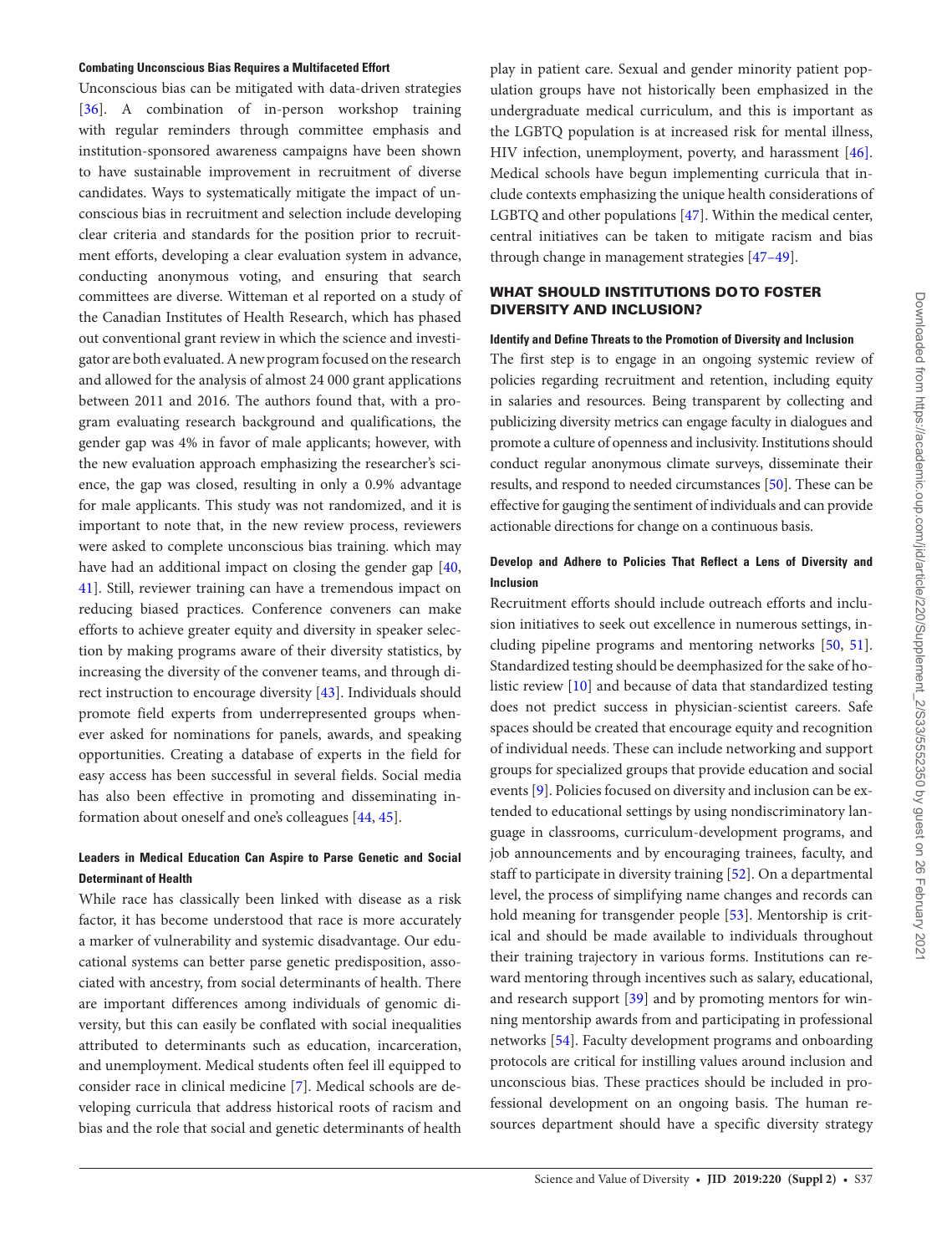### Combating Unconscious Bias Requires a Multifaceted Effort

Unconscious bias can be mitigated with data-driven strategies [36]. A combination of in-person workshop training with regular reminders through committee emphasis and institution-sponsored awareness campaigns have been shown to have sustainable improvement in recruitment of diverse candidates. Ways to systematically mitigate the impact of unconscious bias in recruitment and selection include developing clear criteria and standards for the position prior to recruitment efforts, developing a clear evaluation system in advance, conducting anonymous voting, and ensuring that search committees are diverse. Witteman et al reported on a study of the Canadian Institutes of Health Research, which has phased out conventional grant review in which the science and investigator are both evaluated. A new program focused on the research and allowed for the analysis of almost 24 000 grant applications between 2011 and 2016. The authors found that, with a program evaluating research background and qualifications, the gender gap was 4% in favor of male applicants; however, with the new evaluation approach emphasizing the researcher's science, the gap was closed, resulting in only a 0.9% advantage for male applicants. This study was not randomized, and it is important to note that, in the new review process, reviewers were asked to complete unconscious bias training. which may have had an additional impact on closing the gender gap [40, 41]. Still, reviewer training can have a tremendous impact on reducing biased practices. Conference conveners can make efforts to achieve greater equity and diversity in speaker selection by making programs aware of their diversity statistics, by increasing the diversity of the convener teams, and through direct instruction to encourage diversity [43]. Individuals should promote field experts from underrepresented groups whenever asked for nominations for panels, awards, and speaking opportunities. Creating a database of experts in the field for easy access has been successful in several fields. Social media has also been effective in promoting and disseminating information about oneself and one's colleagues [44, 45].

### Leaders in Medical Education Can Aspire to Parse Genetic and Social Determinant of Health

While race has classically been linked with disease as a risk factor, it has become understood that race is more accurately a marker of vulnerability and systemic disadvantage. Our educational systems can better parse genetic predisposition, associated with ancestry, from social determinants of health. There are important differences among individuals of genomic diversity, but this can easily be conflated with social inequalities attributed to determinants such as education, incarceration, and unemployment. Medical students often feel ill equipped to consider race in clinical medicine [7]. Medical schools are developing curricula that address historical roots of racism and bias and the role that social and genetic determinants of health play in patient care. Sexual and gender minority patient population groups have not historically been emphasized in the undergraduate medical curriculum, and this is important as the LGBTQ population is at increased risk for mental illness, HIV infection, unemployment, poverty, and harassment [46]. Medical schools have begun implementing curricula that include contexts emphasizing the unique health considerations of LGBTQ and other populations [47]. Within the medical center, central initiatives can be taken to mitigate racism and bias through change in management strategies [47–49].

## WHAT SHOULD INSTITUTIONS DO TO FOSTER DIVERSITY AND INCLUSION?

### Identify and Define Threats to the Promotion of Diversity and Inclusion

The first step is to engage in an ongoing systemic review of policies regarding recruitment and retention, including equity in salaries and resources. Being transparent by collecting and publicizing diversity metrics can engage faculty in dialogues and promote a culture of openness and inclusivity. Institutions should conduct regular anonymous climate surveys, disseminate their results, and respond to needed circumstances [50]. These can be effective for gauging the sentiment of individuals and can provide actionable directions for change on a continuous basis.

### Develop and Adhere to Policies That Reflect a Lens of Diversity and Inclusion

Recruitment efforts should include outreach efforts and inclusion initiatives to seek out excellence in numerous settings, including pipeline programs and mentoring networks [50, 51]. Standardized testing should be deemphasized for the sake of holistic review [10] and because of data that standardized testing does not predict success in physician-scientist careers. Safe spaces should be created that encourage equity and recognition of individual needs. These can include networking and support groups for specialized groups that provide education and social events [9]. Policies focused on diversity and inclusion can be extended to educational settings by using nondiscriminatory language in classrooms, curriculum-development programs, and job announcements and by encouraging trainees, faculty, and staff to participate in diversity training [52]. On a departmental level, the process of simplifying name changes and records can hold meaning for transgender people [53]. Mentorship is critical and should be made available to individuals throughout their training trajectory in various forms. Institutions can reward mentoring through incentives such as salary, educational, and research support [39] and by promoting mentors for winning mentorship awards from and participating in professional networks [54]. Faculty development programs and onboarding protocols are critical for instilling values around inclusion and unconscious bias. These practices should be included in professional development on an ongoing basis. The human resources department should have a specific diversity strategy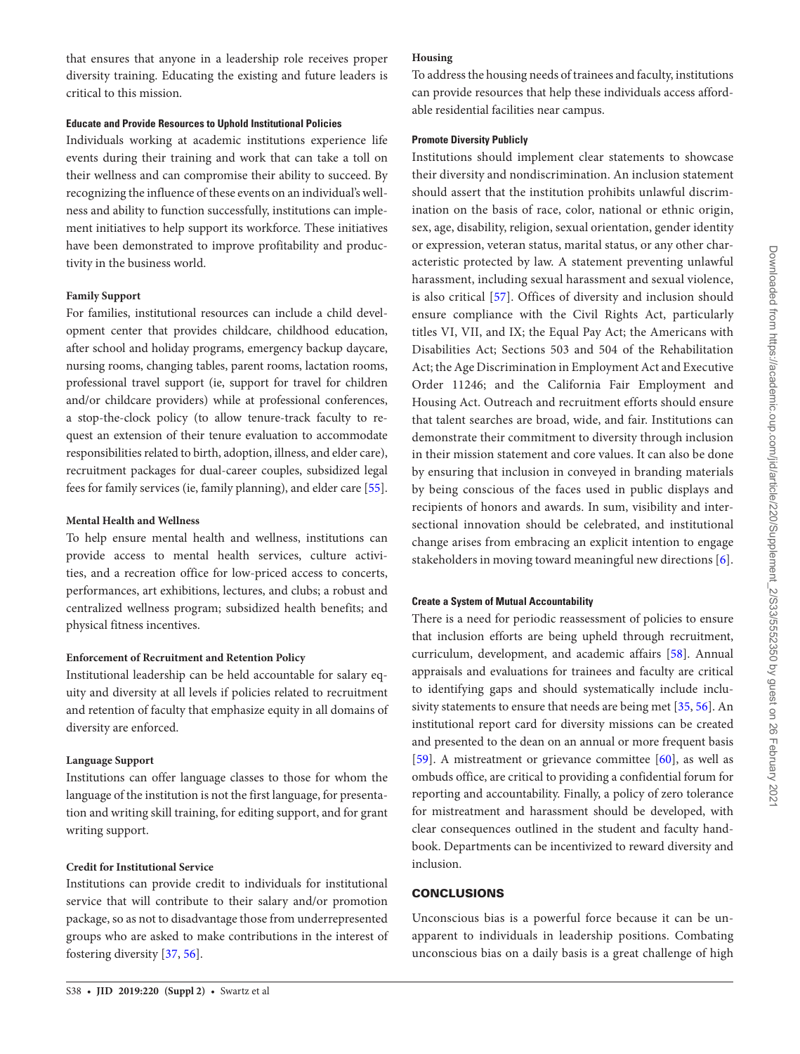that ensures that anyone in a leadership role receives proper diversity training. Educating the existing and future leaders is critical to this mission.

#### Educate and Provide Resources to Uphold Institutional Policies

Individuals working at academic institutions experience life events during their training and work that can take a toll on their wellness and can compromise their ability to succeed. By recognizing the influence of these events on an individual's wellness and ability to function successfully, institutions can implement initiatives to help support its workforce. These initiatives have been demonstrated to improve profitability and productivity in the business world.

##### Family Support

For families, institutional resources can include a child development center that provides childcare, childhood education, after school and holiday programs, emergency backup daycare, nursing rooms, changing tables, parent rooms, lactation rooms, professional travel support (ie, support for travel for children and/or childcare providers) while at professional conferences, a stop-the-clock policy (to allow tenure-track faculty to request an extension of their tenure evaluation to accommodate responsibilities related to birth, adoption, illness, and elder care), recruitment packages for dual-career couples, subsidized legal fees for family services (ie, family planning), and elder care [55].

##### Mental Health and Wellness

To help ensure mental health and wellness, institutions can provide access to mental health services, culture activities, and a recreation office for low-priced access to concerts, performances, art exhibitions, lectures, and clubs; a robust and centralized wellness program; subsidized health benefits; and physical fitness incentives.

##### Enforcement of Recruitment and Retention Policy

Institutional leadership can be held accountable for salary equity and diversity at all levels if policies related to recruitment and retention of faculty that emphasize equity in all domains of diversity are enforced.

##### Language Support

Institutions can offer language classes to those for whom the language of the institution is not the first language, for presentation and writing skill training, for editing support, and for grant writing support.

##### Credit for Institutional Service

Institutions can provide credit to individuals for institutional service that will contribute to their salary and/or promotion package, so as not to disadvantage those from underrepresented groups who are asked to make contributions in the interest of fostering diversity [37, 56].

##### Housing

To address the housing needs of trainees and faculty, institutions can provide resources that help these individuals access affordable residential facilities near campus.

#### Promote Diversity Publicly

Institutions should implement clear statements to showcase their diversity and nondiscrimination. An inclusion statement should assert that the institution prohibits unlawful discrimination on the basis of race, color, national or ethnic origin, sex, age, disability, religion, sexual orientation, gender identity or expression, veteran status, marital status, or any other characteristic protected by law. A statement preventing unlawful harassment, including sexual harassment and sexual violence, is also critical [57]. Offices of diversity and inclusion should ensure compliance with the Civil Rights Act, particularly titles VI, VII, and IX; the Equal Pay Act; the Americans with Disabilities Act; Sections 503 and 504 of the Rehabilitation Act; the Age Discrimination in Employment Act and Executive Order 11246; and the California Fair Employment and Housing Act. Outreach and recruitment efforts should ensure that talent searches are broad, wide, and fair. Institutions can demonstrate their commitment to diversity through inclusion in their mission statement and core values. It can also be done by ensuring that inclusion in conveyed in branding materials by being conscious of the faces used in public displays and recipients of honors and awards. In sum, visibility and intersectional innovation should be celebrated, and institutional change arises from embracing an explicit intention to engage stakeholders in moving toward meaningful new directions [6].

#### Create a System of Mutual Accountability

There is a need for periodic reassessment of policies to ensure that inclusion efforts are being upheld through recruitment, curriculum, development, and academic affairs [58]. Annual appraisals and evaluations for trainees and faculty are critical to identifying gaps and should systematically include inclusivity statements to ensure that needs are being met [35, 56]. An institutional report card for diversity missions can be created and presented to the dean on an annual or more frequent basis [59]. A mistreatment or grievance committee [60], as well as ombuds office, are critical to providing a confidential forum for reporting and accountability. Finally, a policy of zero tolerance for mistreatment and harassment should be developed, with clear consequences outlined in the student and faculty handbook. Departments can be incentivized to reward diversity and inclusion.

## CONCLUSIONS

Unconscious bias is a powerful force because it can be unapparent to individuals in leadership positions. Combating unconscious bias on a daily basis is a great challenge of high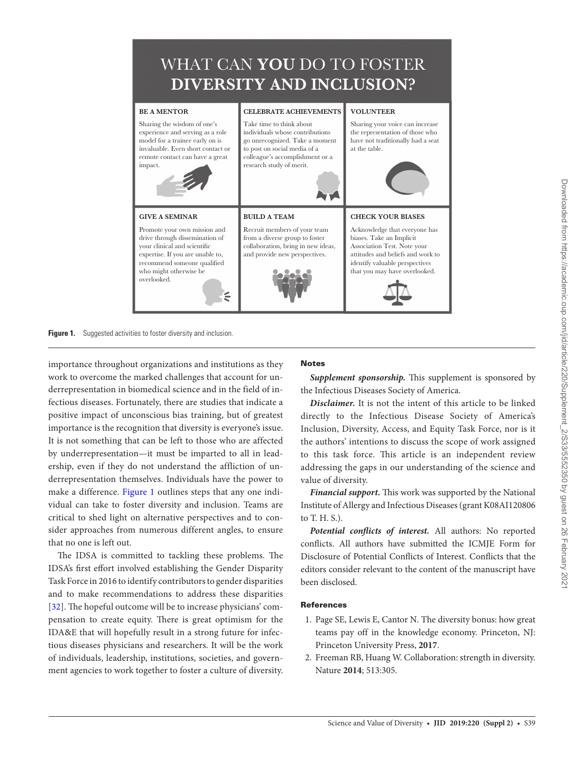# WHAT CAN **YOU** DO TO FOSTER **DIVERSITY AND INCLUSION?**

**BE A MENTOR**

Sharing the wisdom of one's experience and serving as a role model for a trainee early on is invaluable. Even short contact or remote contact can have a great impact.

**CELEBRATE ACHIEVEMENTS**

Take time to think about individuals whose contributions go unrecognized. Take a moment to post on social media of a colleague's accomplishment or a research study of merit.

**VOLUNTEER**

Sharing your voice can increase the representation of those who have not traditionally had a seat at the table.

**GIVE A SEMINAR**

Promote your own mission and drive through dissemination of your clinical and scientific expertise. If you are unable to, recommend someone qualified who might otherwise be overlooked.

**BUILD A TEAM**

Recruit members of your team from a diverse group to foster collaboration, bring in new ideas, and provide new perspectives.

**CHECK YOUR BIASES**

Acknowledge that everyone has biases. Take an Implicit Association Test. Note your attitudes and beliefs and work to identify valuable perspectives that you may have overlooked.

**Figure 1.** Suggested activities to foster diversity and inclusion.

importance throughout organizations and institutions as they work to overcome the marked challenges that account for underrepresentation in biomedical science and in the field of infectious diseases. Fortunately, there are studies that indicate a positive impact of unconscious bias training, but of greatest importance is the recognition that diversity is everyone's issue. It is not something that can be left to those who are affected by underrepresentation—it must be imparted to all in leadership, even if they do not understand the affliction of underrepresentation themselves. Individuals have the power to make a difference. Figure 1 outlines steps that any one individual can take to foster diversity and inclusion. Teams are critical to shed light on alternative perspectives and to consider approaches from numerous different angles, to ensure that no one is left out.

The IDSA is committed to tackling these problems. The IDSA's first effort involved establishing the Gender Disparity Task Force in 2016 to identify contributors to gender disparities and to make recommendations to address these disparities [32]. The hopeful outcome will be to increase physicians' compensation to create equity. There is great optimism for the IDA&E that will hopefully result in a strong future for infectious diseases physicians and researchers. It will be the work of individuals, leadership, institutions, societies, and government agencies to work together to foster a culture of diversity.

## Notes

***Supplement sponsorship.*** This supplement is sponsored by the Infectious Diseases Society of America.

***Disclaimer.*** It is not the intent of this article to be linked directly to the Infectious Disease Society of America's Inclusion, Diversity, Access, and Equity Task Force, nor is it the authors' intentions to discuss the scope of work assigned to this task force. This article is an independent review addressing the gaps in our understanding of the science and value of diversity.

***Financial support.*** This work was supported by the National Institute of Allergy and Infectious Diseases (grant K08AI120806 to T. H. S.).

***Potential conflicts of interest.*** All authors: No reported conflicts. All authors have submitted the ICMJE Form for Disclosure of Potential Conflicts of Interest. Conflicts that the editors consider relevant to the content of the manuscript have been disclosed.

## References

1. Page SE, Lewis E, Cantor N. The diversity bonus: how great teams pay off in the knowledge economy. Princeton, NJ: Princeton University Press, **2017**.
2. Freeman RB, Huang W. Collaboration: strength in diversity. Nature **2014**; 513:305.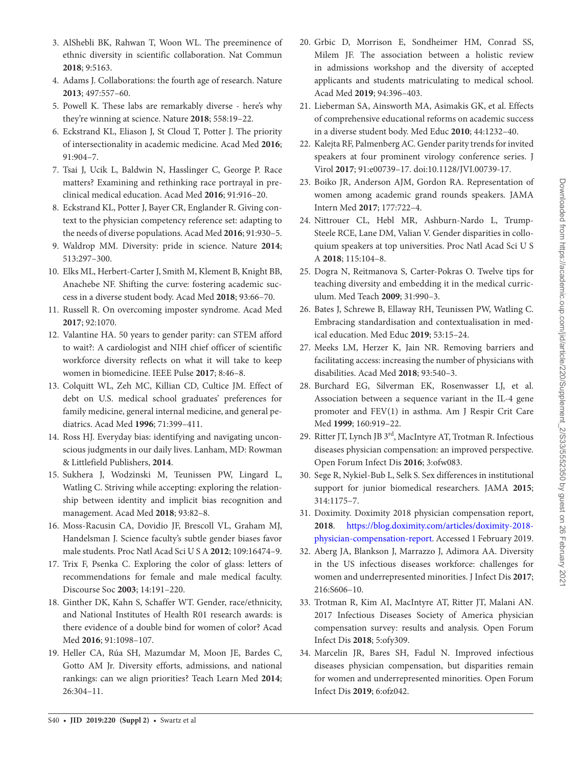3. AlShebli BK, Rahwan T, Woon WL. The preeminence of ethnic diversity in scientific collaboration. Nat Commun **2018**; 9:5163.
4. Adams J. Collaborations: the fourth age of research. Nature **2013**; 497:557–60.
5. Powell K. These labs are remarkably diverse - here's why they're winning at science. Nature **2018**; 558:19–22.
6. Eckstrand KL, Eliason J, St Cloud T, Potter J. The priority of intersectionality in academic medicine. Acad Med **2016**; 91:904–7.
7. Tsai J, Ucik L, Baldwin N, Hasslinger C, George P. Race matters? Examining and rethinking race portrayal in preclinical medical education. Acad Med **2016**; 91:916–20.
8. Eckstrand KL, Potter J, Bayer CR, Englander R. Giving context to the physician competency reference set: adapting to the needs of diverse populations. Acad Med **2016**; 91:930–5.
9. Waldrop MM. Diversity: pride in science. Nature **2014**; 513:297–300.
10. Elks ML, Herbert-Carter J, Smith M, Klement B, Knight BB, Anachebe NF. Shifting the curve: fostering academic success in a diverse student body. Acad Med **2018**; 93:66–70.
11. Russell R. On overcoming imposter syndrome. Acad Med **2017**; 92:1070.
12. Valantine HA. 50 years to gender parity: can STEM afford to wait?: A cardiologist and NIH chief officer of scientific workforce diversity reflects on what it will take to keep women in biomedicine. IEEE Pulse **2017**; 8:46–8.
13. Colquitt WL, Zeh MC, Killian CD, Cultice JM. Effect of debt on U.S. medical school graduates' preferences for family medicine, general internal medicine, and general pediatrics. Acad Med **1996**; 71:399–411.
14. Ross HJ. Everyday bias: identifying and navigating unconscious judgments in our daily lives. Lanham, MD: Rowman & Littlefield Publishers, **2014**.
15. Sukhera J, Wodzinski M, Teunissen PW, Lingard L, Watling C. Striving while accepting: exploring the relationship between identity and implicit bias recognition and management. Acad Med **2018**; 93:82–8.
16. Moss-Racusin CA, Dovidio JF, Brescoll VL, Graham MJ, Handelsman J. Science faculty's subtle gender biases favor male students. Proc Natl Acad Sci U S A **2012**; 109:16474–9.
17. Trix F, Psenka C. Exploring the color of glass: letters of recommendations for female and male medical faculty. Discourse Soc **2003**; 14:191–220.
18. Ginther DK, Kahn S, Schaffer WT. Gender, race/ethnicity, and National Institutes of Health R01 research awards: is there evidence of a double bind for women of color? Acad Med **2016**; 91:1098–107.
19. Heller CA, Rúa SH, Mazumdar M, Moon JE, Bardes C, Gotto AM Jr. Diversity efforts, admissions, and national rankings: can we align priorities? Teach Learn Med **2014**; 26:304–11.
20. Grbic D, Morrison E, Sondheimer HM, Conrad SS, Milem JF. The association between a holistic review in admissions workshop and the diversity of accepted applicants and students matriculating to medical school. Acad Med **2019**; 94:396–403.
21. Lieberman SA, Ainsworth MA, Asimakis GK, et al. Effects of comprehensive educational reforms on academic success in a diverse student body. Med Educ **2010**; 44:1232–40.
22. Kalejta RF, Palmenberg AC. Gender parity trends for invited speakers at four prominent virology conference series. J Virol **2017**; 91:e00739–17. doi:10.1128/JVI.00739-17.
23. Boiko JR, Anderson AJM, Gordon RA. Representation of women among academic grand rounds speakers. JAMA Intern Med **2017**; 177:722–4.
24. Nittrouer CL, Hebl MR, Ashburn-Nardo L, Trump-Steele RCE, Lane DM, Valian V. Gender disparities in colloquium speakers at top universities. Proc Natl Acad Sci U S A **2018**; 115:104–8.
25. Dogra N, Reitmanova S, Carter-Pokras O. Twelve tips for teaching diversity and embedding it in the medical curriculum. Med Teach **2009**; 31:990–3.
26. Bates J, Schrewe B, Ellaway RH, Teunissen PW, Watling C. Embracing standardisation and contextualisation in medical education. Med Educ **2019**; 53:15–24.
27. Meeks LM, Herzer K, Jain NR. Removing barriers and facilitating access: increasing the number of physicians with disabilities. Acad Med **2018**; 93:540–3.
28. Burchard EG, Silverman EK, Rosenwasser LJ, et al. Association between a sequence variant in the IL-4 gene promoter and FEV(1) in asthma. Am J Respir Crit Care Med **1999**; 160:919–22.
29. Ritter JT, Lynch JB 3rd, MacIntyre AT, Trotman R. Infectious diseases physician compensation: an improved perspective. Open Forum Infect Dis **2016**; 3:ofw083.
30. Sege R, Nykiel-Bub L, Selk S. Sex differences in institutional support for junior biomedical researchers. JAMA **2015**; 314:1175–7.
31. Doximity. Doximity 2018 physician compensation report, **2018**. https://blog.doximity.com/articles/doximity-2018-physician-compensation-report. Accessed 1 February 2019.
32. Aberg JA, Blankson J, Marrazzo J, Adimora AA. Diversity in the US infectious diseases workforce: challenges for women and underrepresented minorities. J Infect Dis **2017**; 216:S606–10.
33. Trotman R, Kim AI, MacIntyre AT, Ritter JT, Malani AN. 2017 Infectious Diseases Society of America physician compensation survey: results and analysis. Open Forum Infect Dis **2018**; 5:ofy309.
34. Marcelin JR, Bares SH, Fadul N. Improved infectious diseases physician compensation, but disparities remain for women and underrepresented minorities. Open Forum Infect Dis **2019**; 6:ofz042.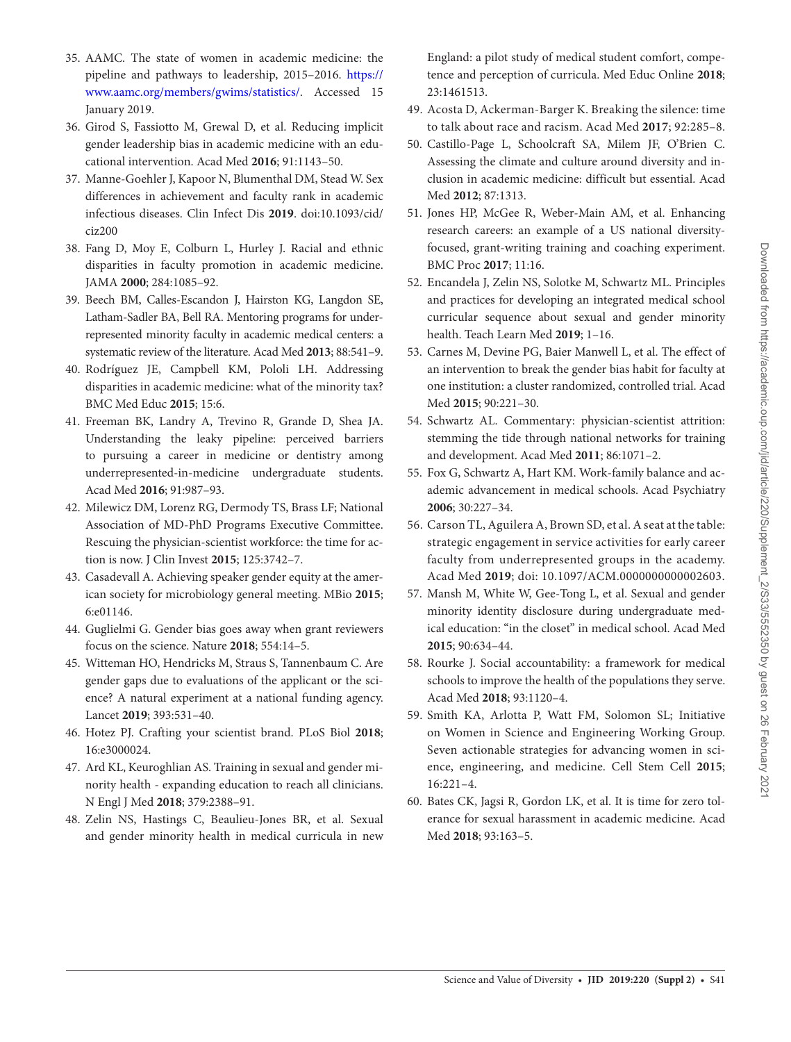35. AAMC. The state of women in academic medicine: the pipeline and pathways to leadership, 2015–2016. https://www.aamc.org/members/gwims/statistics/. Accessed 15 January 2019.
36. Girod S, Fassiotto M, Grewal D, et al. Reducing implicit gender leadership bias in academic medicine with an educational intervention. Acad Med **2016**; 91:1143–50.
37. Manne-Goehler J, Kapoor N, Blumenthal DM, Stead W. Sex differences in achievement and faculty rank in academic infectious diseases. Clin Infect Dis **2019**. doi:10.1093/cid/ciz200
38. Fang D, Moy E, Colburn L, Hurley J. Racial and ethnic disparities in faculty promotion in academic medicine. JAMA **2000**; 284:1085–92.
39. Beech BM, Calles-Escandon J, Hairston KG, Langdon SE, Latham-Sadler BA, Bell RA. Mentoring programs for underrepresented minority faculty in academic medical centers: a systematic review of the literature. Acad Med **2013**; 88:541–9.
40. Rodríguez JE, Campbell KM, Pololi LH. Addressing disparities in academic medicine: what of the minority tax? BMC Med Educ **2015**; 15:6.
41. Freeman BK, Landry A, Trevino R, Grande D, Shea JA. Understanding the leaky pipeline: perceived barriers to pursuing a career in medicine or dentistry among underrepresented-in-medicine undergraduate students. Acad Med **2016**; 91:987–93.
42. Milewicz DM, Lorenz RG, Dermody TS, Brass LF; National Association of MD-PhD Programs Executive Committee. Rescuing the physician-scientist workforce: the time for action is now. J Clin Invest **2015**; 125:3742–7.
43. Casadevall A. Achieving speaker gender equity at the american society for microbiology general meeting. MBio **2015**; 6:e01146.
44. Guglielmi G. Gender bias goes away when grant reviewers focus on the science. Nature **2018**; 554:14–5.
45. Witteman HO, Hendricks M, Straus S, Tannenbaum C. Are gender gaps due to evaluations of the applicant or the science? A natural experiment at a national funding agency. Lancet **2019**; 393:531–40.
46. Hotez PJ. Crafting your scientist brand. PLoS Biol **2018**; 16:e3000024.
47. Ard KL, Keuroghlian AS. Training in sexual and gender minority health - expanding education to reach all clinicians. N Engl J Med **2018**; 379:2388–91.
48. Zelin NS, Hastings C, Beaulieu-Jones BR, et al. Sexual and gender minority health in medical curricula in new England: a pilot study of medical student comfort, competence and perception of curricula. Med Educ Online **2018**; 23:1461513.
49. Acosta D, Ackerman-Barger K. Breaking the silence: time to talk about race and racism. Acad Med **2017**; 92:285–8.
50. Castillo-Page L, Schoolcraft SA, Milem JF, O'Brien C. Assessing the climate and culture around diversity and inclusion in academic medicine: difficult but essential. Acad Med **2012**; 87:1313.
51. Jones HP, McGee R, Weber-Main AM, et al. Enhancing research careers: an example of a US national diversity-focused, grant-writing training and coaching experiment. BMC Proc **2017**; 11:16.
52. Encandela J, Zelin NS, Solotke M, Schwartz ML. Principles and practices for developing an integrated medical school curricular sequence about sexual and gender minority health. Teach Learn Med **2019**; 1–16.
53. Carnes M, Devine PG, Baier Manwell L, et al. The effect of an intervention to break the gender bias habit for faculty at one institution: a cluster randomized, controlled trial. Acad Med **2015**; 90:221–30.
54. Schwartz AL. Commentary: physician-scientist attrition: stemming the tide through national networks for training and development. Acad Med **2011**; 86:1071–2.
55. Fox G, Schwartz A, Hart KM. Work-family balance and academic advancement in medical schools. Acad Psychiatry **2006**; 30:227–34.
56. Carson TL, Aguilera A, Brown SD, et al. A seat at the table: strategic engagement in service activities for early career faculty from underrepresented groups in the academy. Acad Med **2019**; doi: 10.1097/ACM.0000000000002603.
57. Mansh M, White W, Gee-Tong L, et al. Sexual and gender minority identity disclosure during undergraduate medical education: "in the closet" in medical school. Acad Med **2015**; 90:634–44.
58. Rourke J. Social accountability: a framework for medical schools to improve the health of the populations they serve. Acad Med **2018**; 93:1120–4.
59. Smith KA, Arlotta P, Watt FM, Solomon SL; Initiative on Women in Science and Engineering Working Group. Seven actionable strategies for advancing women in science, engineering, and medicine. Cell Stem Cell **2015**; 16:221–4.
60. Bates CK, Jagsi R, Gordon LK, et al. It is time for zero tolerance for sexual harassment in academic medicine. Acad Med **2018**; 93:163–5.